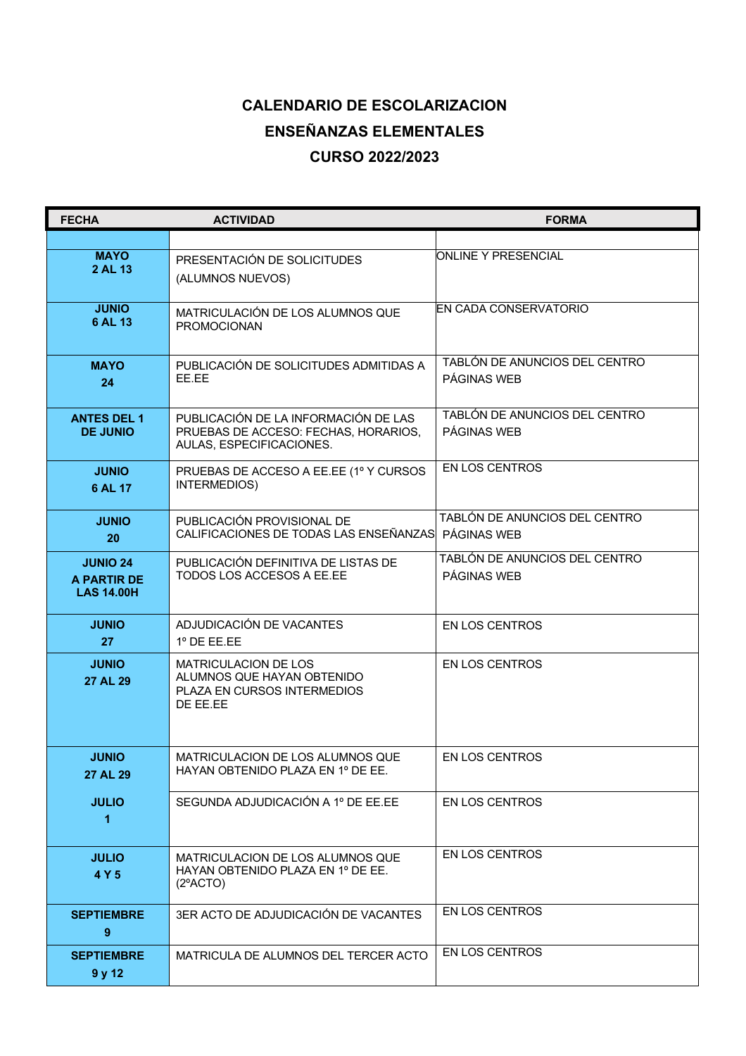**CALENDARIO DE ESCOLARIZACION**

**ENSEÑANZAS ELEMENTALES**

**CURSO 2022/2023**

| FECHA | ACTIVIDAD | FORMA |
|---|---|---|
| | | |
| **MAYO 2 AL 13** | PRESENTACIÓN DE SOLICITUDES (ALUMNOS NUEVOS) | ONLINE Y PRESENCIAL |
| **JUNIO 6 AL 13** | MATRICULACIÓN DE LOS ALUMNOS QUE PROMOCIONAN | EN CADA CONSERVATORIO |
| **MAYO 24** | PUBLICACIÓN DE SOLICITUDES ADMITIDAS A EE.EE | TABLÓN DE ANUNCIOS DEL CENTRO PÁGINAS WEB |
| **ANTES DEL 1 DE JUNIO** | PUBLICACIÓN DE LA INFORMACIÓN DE LAS PRUEBAS DE ACCESO: FECHAS, HORARIOS, AULAS, ESPECIFICACIONES. | TABLÓN DE ANUNCIOS DEL CENTRO PÁGINAS WEB |
| **JUNIO 6 AL 17** | PRUEBAS DE ACCESO A EE.EE (1º Y CURSOS INTERMEDIOS) | EN LOS CENTROS |
| **JUNIO 20** | PUBLICACIÓN PROVISIONAL DE CALIFICACIONES DE TODAS LAS ENSEÑANZAS | TABLÓN DE ANUNCIOS DEL CENTRO PÁGINAS WEB |
| **JUNIO 24 A PARTIR DE LAS 14.00H** | PUBLICACIÓN DEFINITIVA DE LISTAS DE TODOS LOS ACCESOS A EE.EE | TABLÓN DE ANUNCIOS DEL CENTRO PÁGINAS WEB |
| **JUNIO 27** | ADJUDICACIÓN DE VACANTES 1º DE EE.EE | EN LOS CENTROS |
| **JUNIO 27 AL 29** | MATRICULACION DE LOS ALUMNOS QUE HAYAN OBTENIDO PLAZA EN CURSOS INTERMEDIOS DE EE.EE | EN LOS CENTROS |
| **JUNIO 27 AL 29** | MATRICULACION DE LOS ALUMNOS QUE HAYAN OBTENIDO PLAZA EN 1º DE EE. | EN LOS CENTROS |
| **JULIO 1** | SEGUNDA ADJUDICACIÓN A 1º DE EE.EE | EN LOS CENTROS |
| **JULIO 4 Y 5** | MATRICULACION DE LOS ALUMNOS QUE HAYAN OBTENIDO PLAZA EN 1º DE EE. (2ºACTO) | EN LOS CENTROS |
| **SEPTIEMBRE 9** | 3ER ACTO DE ADJUDICACIÓN DE VACANTES | EN LOS CENTROS |
| **SEPTIEMBRE 9 y 12** | MATRICULA DE ALUMNOS DEL TERCER ACTO | EN LOS CENTROS |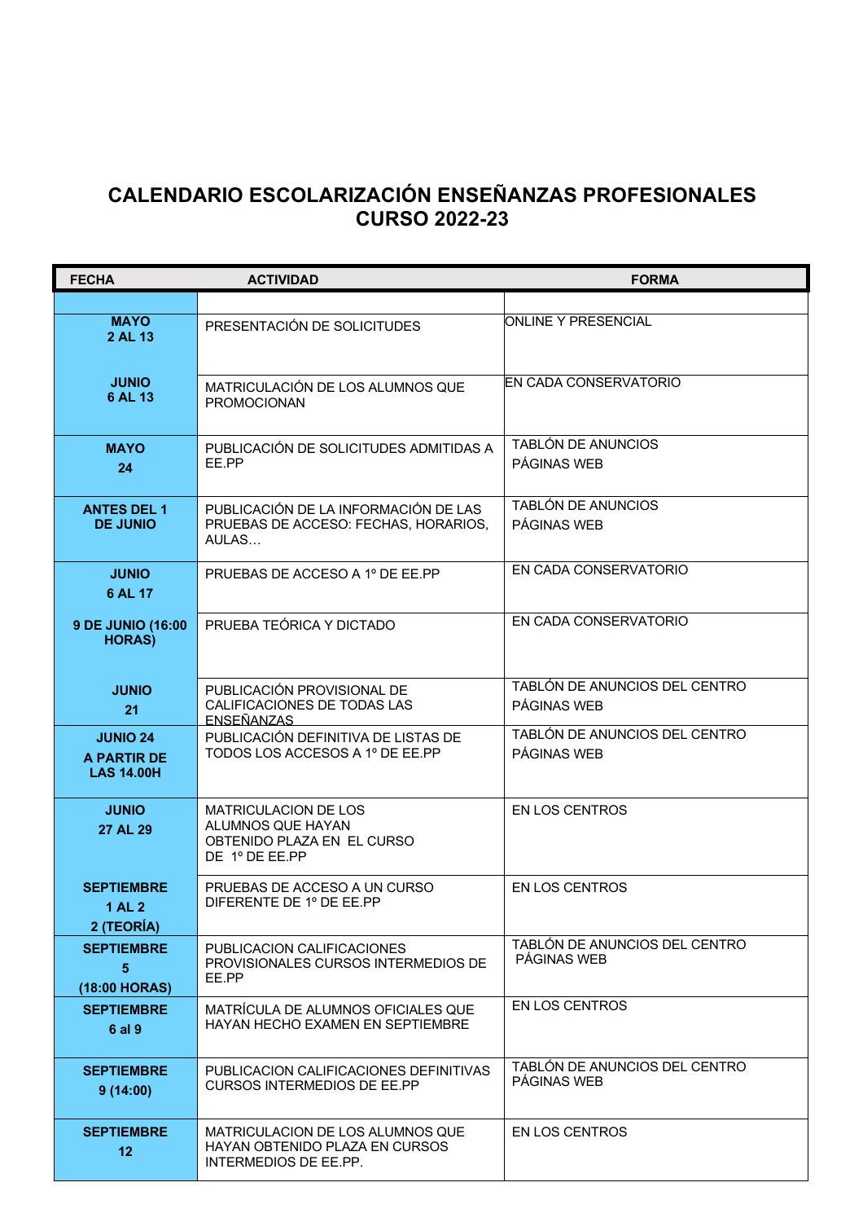# CALENDARIO ESCOLARIZACIÓN ENSEÑANZAS PROFESIONALES CURSO 2022-23

| FECHA | ACTIVIDAD | FORMA |
|---|---|---|
| | | |
| **MAYO 2 AL 13** | PRESENTACIÓN DE SOLICITUDES | ONLINE Y PRESENCIAL |
| **JUNIO 6 AL 13** | MATRICULACIÓN DE LOS ALUMNOS QUE PROMOCIONAN | EN CADA CONSERVATORIO |
| **MAYO 24** | PUBLICACIÓN DE SOLICITUDES ADMITIDAS A EE.PP | TABLÓN DE ANUNCIOS PÁGINAS WEB |
| **ANTES DEL 1 DE JUNIO** | PUBLICACIÓN DE LA INFORMACIÓN DE LAS PRUEBAS DE ACCESO: FECHAS, HORARIOS, AULAS… | TABLÓN DE ANUNCIOS PÁGINAS WEB |
| **JUNIO 6 AL 17** | PRUEBAS DE ACCESO A 1º DE EE.PP | EN CADA CONSERVATORIO |
| **9 DE JUNIO (16:00 HORAS)** | PRUEBA TEÓRICA Y DICTADO | EN CADA CONSERVATORIO |
| **JUNIO 21** | PUBLICACIÓN PROVISIONAL DE CALIFICACIONES DE TODAS LAS ENSEÑANZAS | TABLÓN DE ANUNCIOS DEL CENTRO PÁGINAS WEB |
| **JUNIO 24 A PARTIR DE LAS 14.00H** | PUBLICACIÓN DEFINITIVA DE LISTAS DE TODOS LOS ACCESOS A 1º DE EE.PP | TABLÓN DE ANUNCIOS DEL CENTRO PÁGINAS WEB |
| **JUNIO 27 AL 29** | MATRICULACION DE LOS ALUMNOS QUE HAYAN OBTENIDO PLAZA EN EL CURSO DE 1º DE EE.PP | EN LOS CENTROS |
| **SEPTIEMBRE 1 AL 2 2 (TEORÍA)** | PRUEBAS DE ACCESO A UN CURSO DIFERENTE DE 1º DE EE.PP | EN LOS CENTROS |
| **SEPTIEMBRE 5 (18:00 HORAS)** | PUBLICACION CALIFICACIONES PROVISIONALES CURSOS INTERMEDIOS DE EE.PP | TABLÓN DE ANUNCIOS DEL CENTRO PÁGINAS WEB |
| **SEPTIEMBRE 6 al 9** | MATRÍCULA DE ALUMNOS OFICIALES QUE HAYAN HECHO EXAMEN EN SEPTIEMBRE | EN LOS CENTROS |
| **SEPTIEMBRE 9 (14:00)** | PUBLICACION CALIFICACIONES DEFINITIVAS CURSOS INTERMEDIOS DE EE.PP | TABLÓN DE ANUNCIOS DEL CENTRO PÁGINAS WEB |
| **SEPTIEMBRE 12** | MATRICULACION DE LOS ALUMNOS QUE HAYAN OBTENIDO PLAZA EN CURSOS INTERMEDIOS DE EE.PP. | EN LOS CENTROS |